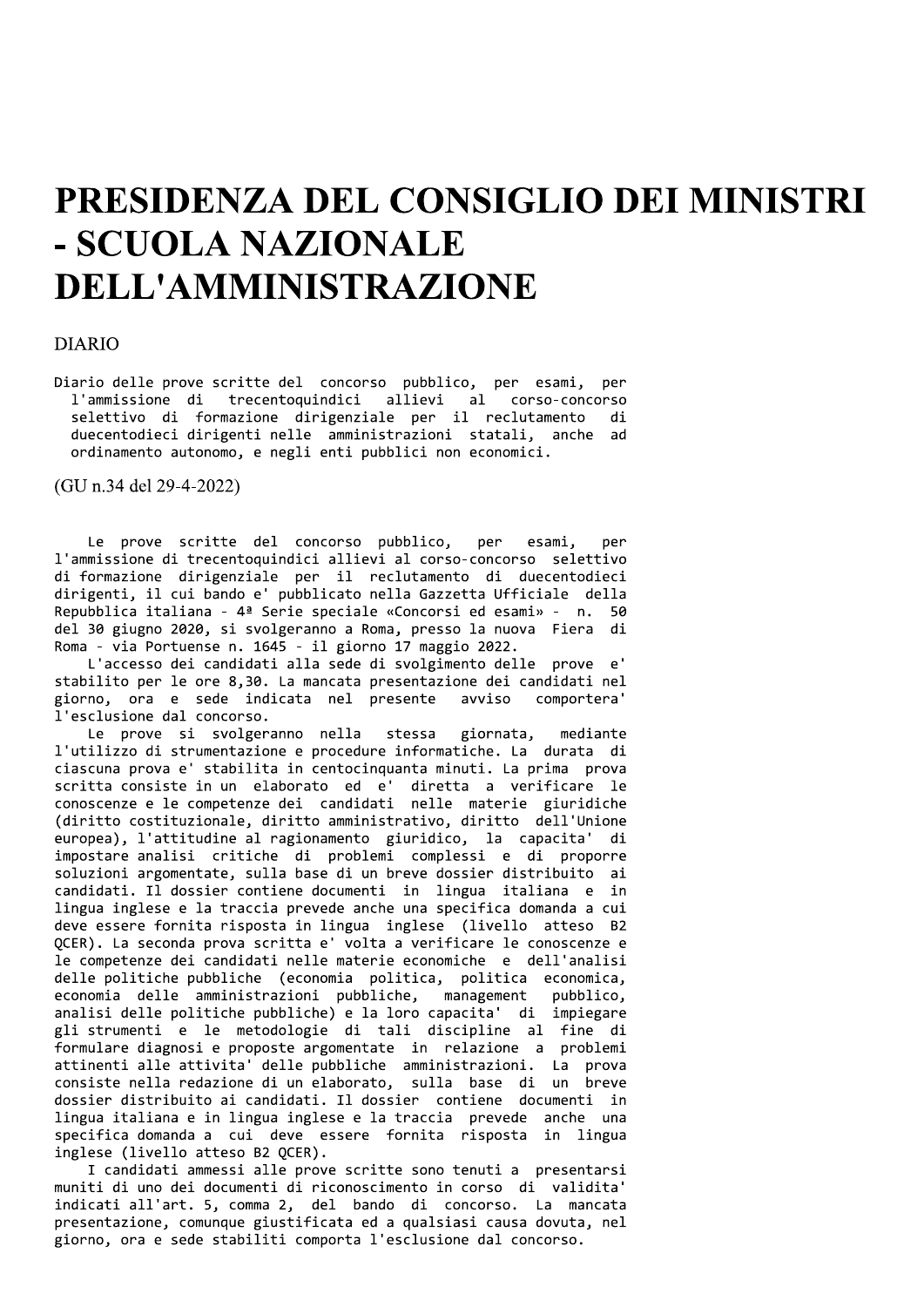# PRESIDENZA DEL CONSIGLIO DEI MINISTRI - SCUOLA NAZIONALE DELL'AMMINISTRAZIONE

DIARIO

Diario delle prove scritte del concorso pubblico, per esami, per l'ammissione di trecentoquindici allievi al corso-concorso selettivo di formazione dirigenziale per il reclutamento di duecentodieci dirigenti nelle amministrazioni statali, anche ad ordinamento autonomo, e negli enti pubblici non economici.

(GU n.34 del 29-4-2022)

Le prove scritte del concorso pubblico, per esami, per l'ammissione di trecentoquindici allievi al corso-concorso selettivo di formazione dirigenziale per il reclutamento di duecentodieci dirigenti, il cui bando e' pubblicato nella Gazzetta Ufficiale della Repubblica italiana - 4ª Serie speciale «Concorsi ed esami» - n. 50 del 30 giugno 2020, si svolgeranno a Roma, presso la nuova Fiera di Roma - via Portuense n. 1645 - il giorno 17 maggio 2022.

L'accesso dei candidati alla sede di svolgimento delle prove e' stabilito per le ore 8,30. La mancata presentazione dei candidati nel giorno, ora e sede indicata nel presente avviso comportera' l'esclusione dal concorso.

Le prove si svolgeranno nella stessa giornata, mediante l'utilizzo di strumentazione e procedure informatiche. La durata di ciascuna prova e' stabilita in centocinquanta minuti. La prima prova scritta consiste in un elaborato ed e' diretta a verificare le conoscenze e le competenze dei candidati nelle materie giuridiche (diritto costituzionale, diritto amministrativo, diritto dell'Unione europea), l'attitudine al ragionamento giuridico, la capacita' di impostare analisi critiche di problemi complessi e di proporre soluzioni argomentate, sulla base di un breve dossier distribuito ai candidati. Il dossier contiene documenti in lingua italiana e in lingua inglese e la traccia prevede anche una specifica domanda a cui deve essere fornita risposta in lingua inglese (livello atteso B2 QCER). La seconda prova scritta e' volta a verificare le conoscenze e le competenze dei candidati nelle materie economiche e dell'analisi delle politiche pubbliche (economia politica, politica economica, economia delle amministrazioni pubbliche, management pubblico, analisi delle politiche pubbliche) e la loro capacita' di impiegare gli strumenti e le metodologie di tali discipline al fine di formulare diagnosi e proposte argomentate in relazione a problemi attinenti alle attivita' delle pubbliche amministrazioni. La prova consiste nella redazione di un elaborato, sulla base di un breve dossier distribuito ai candidati. Il dossier contiene documenti in lingua italiana e in lingua inglese e la traccia prevede anche una specifica domanda a cui deve essere fornita risposta in lingua inglese (livello atteso B2 QCER).

I candidati ammessi alle prove scritte sono tenuti a presentarsi muniti di uno dei documenti di riconoscimento in corso di validita' indicati all'art. 5, comma 2, del bando di concorso. La mancata presentazione, comunque giustificata ed a qualsiasi causa dovuta, nel giorno, ora e sede stabiliti comporta l'esclusione dal concorso.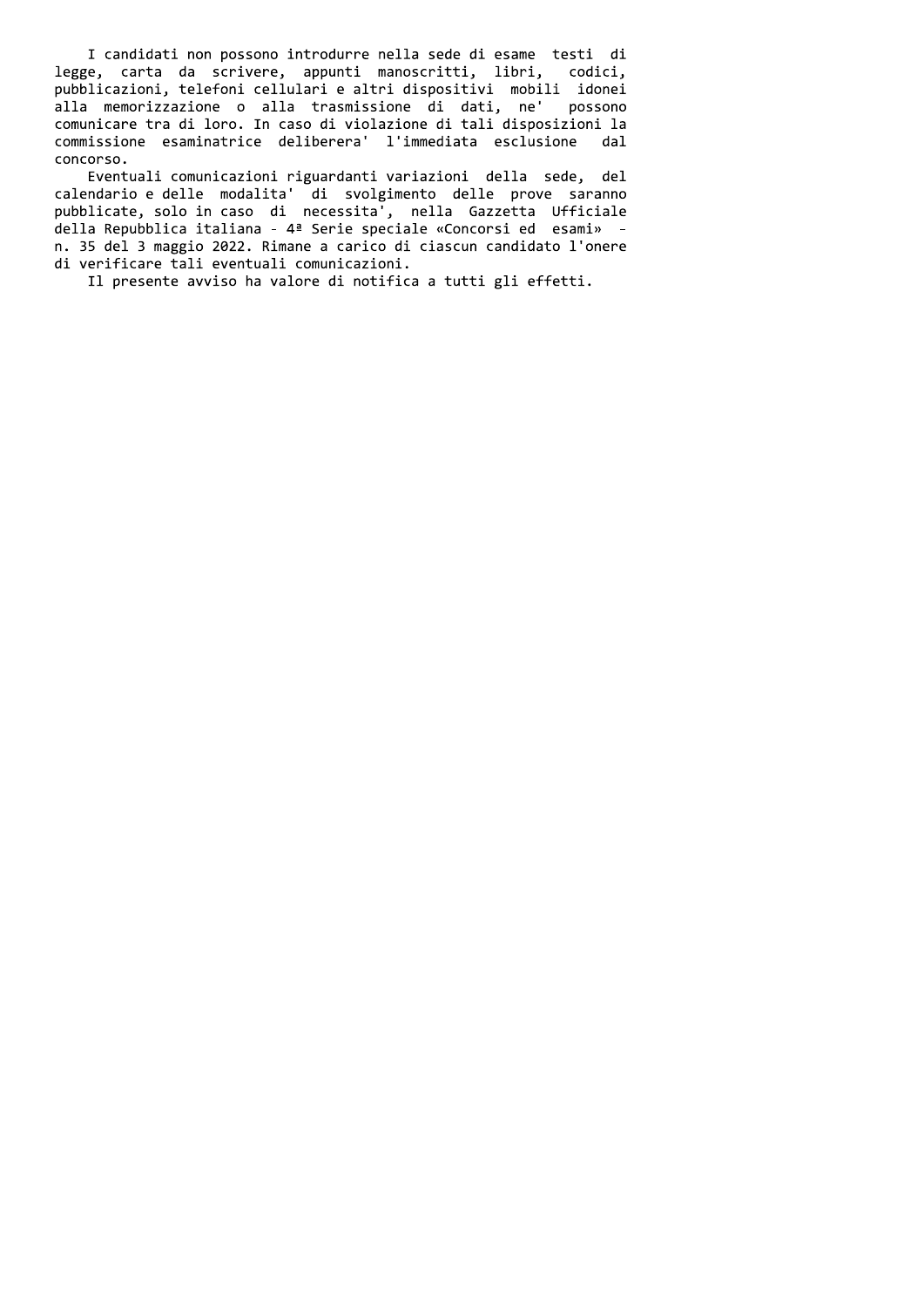I candidati non possono introdurre nella sede di esame testi di legge, carta da scrivere, appunti manoscritti, libri, codici, pubblicazioni, telefoni cellulari e altri dispositivi mobili idonei alla memorizzazione o alla trasmissione di dati, ne' possono comunicare tra di loro. In caso di violazione di tali disposizioni la commissione esaminatrice deliberera' l'immediata esclusione dal concorso.

Eventuali comunicazioni riguardanti variazioni della sede, del calendario e delle modalita' di svolgimento delle prove saranno pubblicate, solo in caso di necessita', nella Gazzetta Ufficiale della Repubblica italiana - 4ª Serie speciale «Concorsi ed esami» - n. 35 del 3 maggio 2022. Rimane a carico di ciascun candidato l'onere di verificare tali eventuali comunicazioni.

Il presente avviso ha valore di notifica a tutti gli effetti.